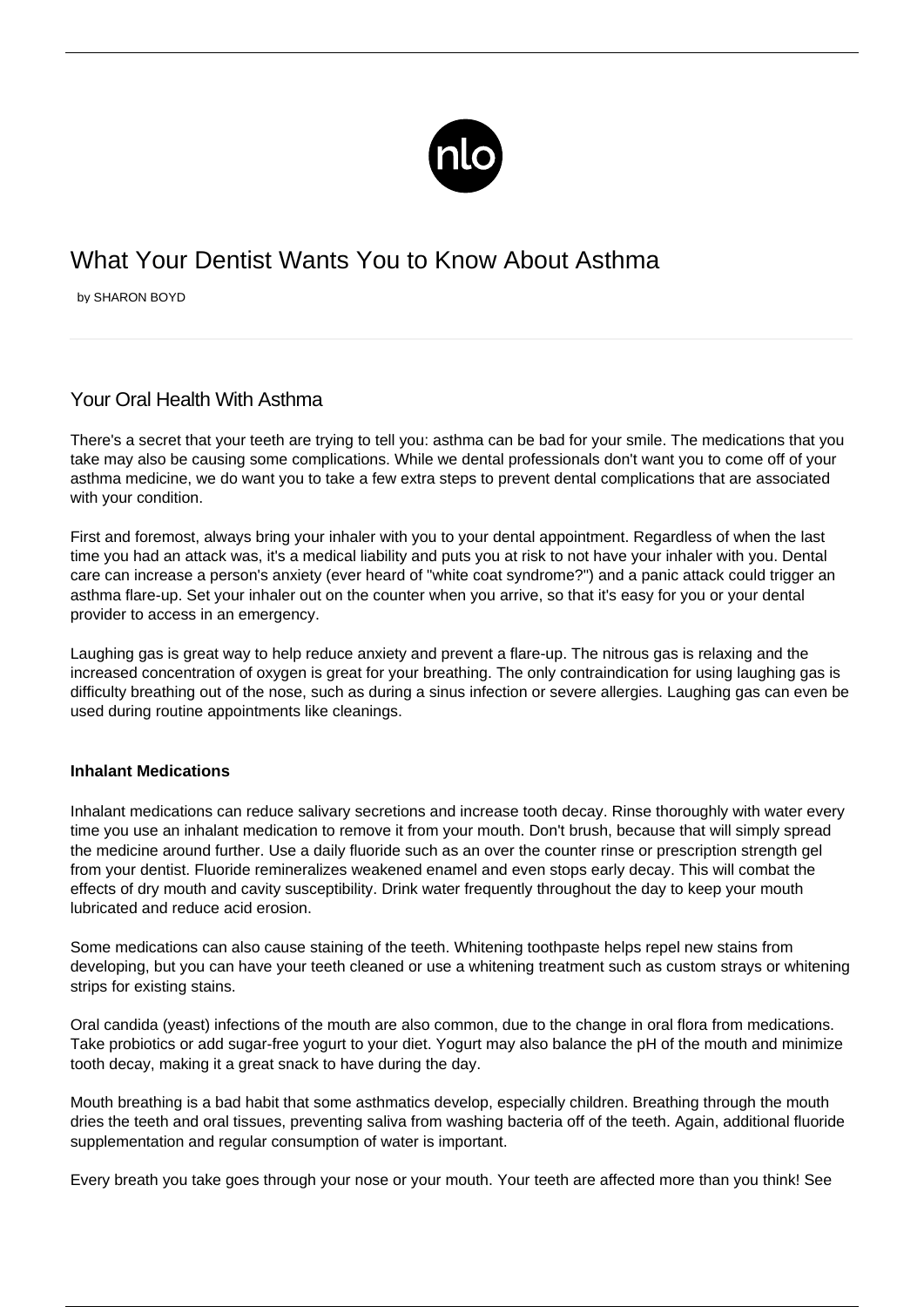# What Your Dentist Wants You to Know About Asthma

by SHARON BOYD

## Your Oral Health With Asthma

There's a secret that your teeth are trying to tell you: asthma can be bad for your smile. The medications that you take may also be causing some complications. While we dental professionals don't want you to come off of your asthma medicine, we do want you to take a few extra steps to prevent dental complications that are associated with your condition.

First and foremost, always bring your inhaler with you to your dental appointment. Regardless of when the last time you had an attack was, it's a medical liability and puts you at risk to not have your inhaler with you. Dental care can increase a person's anxiety (ever heard of "white coat syndrome?") and a panic attack could trigger an asthma flare-up. Set your inhaler out on the counter when you arrive, so that it's easy for you or your dental provider to access in an emergency.

Laughing gas is great way to help reduce anxiety and prevent a flare-up. The nitrous gas is relaxing and the increased concentration of oxygen is great for your breathing. The only contraindication for using laughing gas is difficulty breathing out of the nose, such as during a sinus infection or severe allergies. Laughing gas can even be used during routine appointments like cleanings.

**Inhalant Medications**

Inhalant medications can reduce salivary secretions and increase tooth decay. Rinse thoroughly with water every time you use an inhalant medication to remove it from your mouth. Don't brush, because that will simply spread the medicine around further. Use a daily fluoride such as an over the counter rinse or prescription strength gel from your dentist. Fluoride remineralizes weakened enamel and even stops early decay. This will combat the effects of dry mouth and cavity susceptibility. Drink water frequently throughout the day to keep your mouth lubricated and reduce acid erosion.

Some medications can also cause staining of the teeth. Whitening toothpaste helps repel new stains from developing, but you can have your teeth cleaned or use a whitening treatment such as custom strays or whitening strips for existing stains.

Oral candida (yeast) infections of the mouth are also common, due to the change in oral flora from medications. Take probiotics or add sugar-free yogurt to your diet. Yogurt may also balance the pH of the mouth and minimize tooth decay, making it a great snack to have during the day.

Mouth breathing is a bad habit that some asthmatics develop, especially children. Breathing through the mouth dries the teeth and oral tissues, preventing saliva from washing bacteria off of the teeth. Again, additional fluoride supplementation and regular consumption of water is important.

Every breath you take goes through your nose or your mouth. Your teeth are affected more than you think! See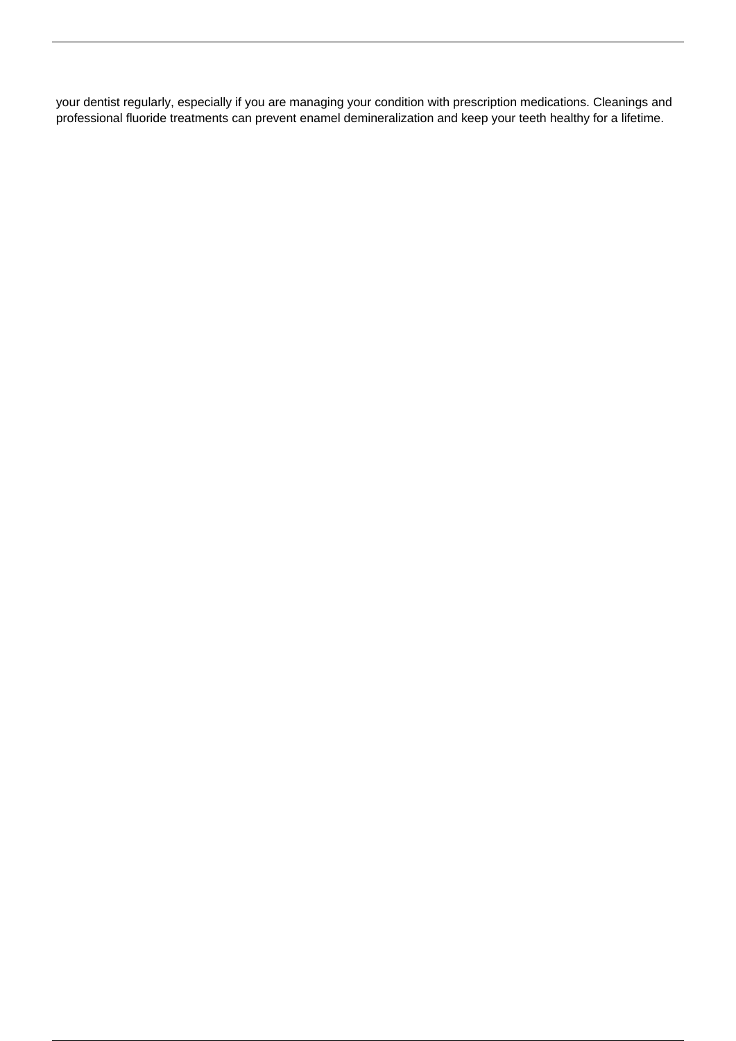your dentist regularly, especially if you are managing your condition with prescription medications. Cleanings and professional fluoride treatments can prevent enamel demineralization and keep your teeth healthy for a lifetime.